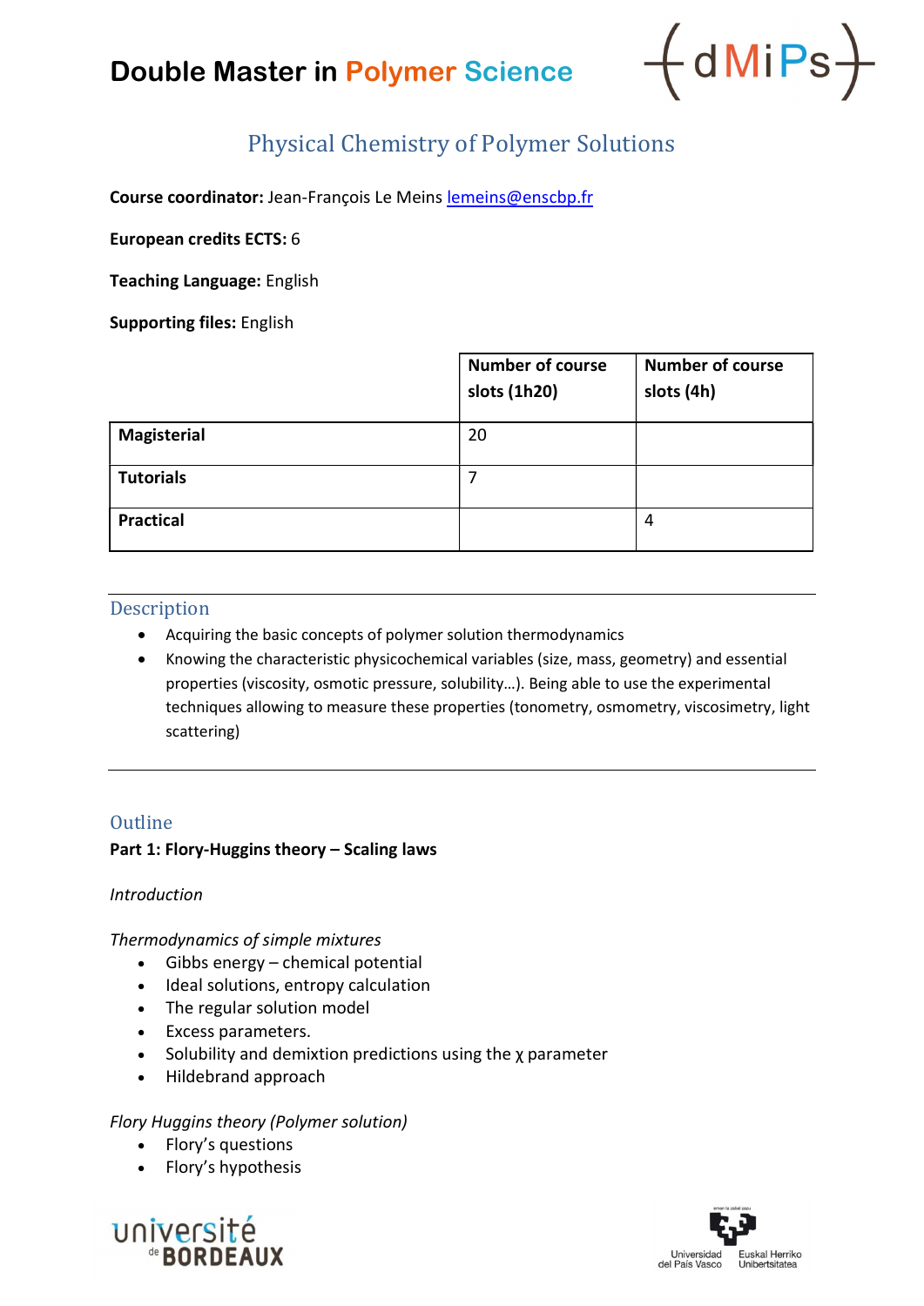# Double Master in Polymer Science

## Physical Chemistry of Polymer Solutions

**Course coordinator:** Jean-François Le Meins lemeins@enscbp.fr

**European credits ECTS:** 6

**Teaching Language:** English

**Supporting files:** English

| | Number of course slots (1h20) | Number of course slots (4h) |
|---|---|---|
| **Magisterial** | 20 | |
| **Tutorials** | 7 | |
| **Practical** | | 4 |

### Description

- Acquiring the basic concepts of polymer solution thermodynamics
- Knowing the characteristic physicochemical variables (size, mass, geometry) and essential properties (viscosity, osmotic pressure, solubility…). Being able to use the experimental techniques allowing to measure these properties (tonometry, osmometry, viscosimetry, light scattering)

### Outline

**Part 1: Flory-Huggins theory – Scaling laws**

*Introduction*

*Thermodynamics of simple mixtures*

- Gibbs energy – chemical potential
- Ideal solutions, entropy calculation
- The regular solution model
- Excess parameters.
- Solubility and demixtion predictions using the χ parameter
- Hildebrand approach

*Flory Huggins theory (Polymer solution)*

- Flory's questions
- Flory's hypothesis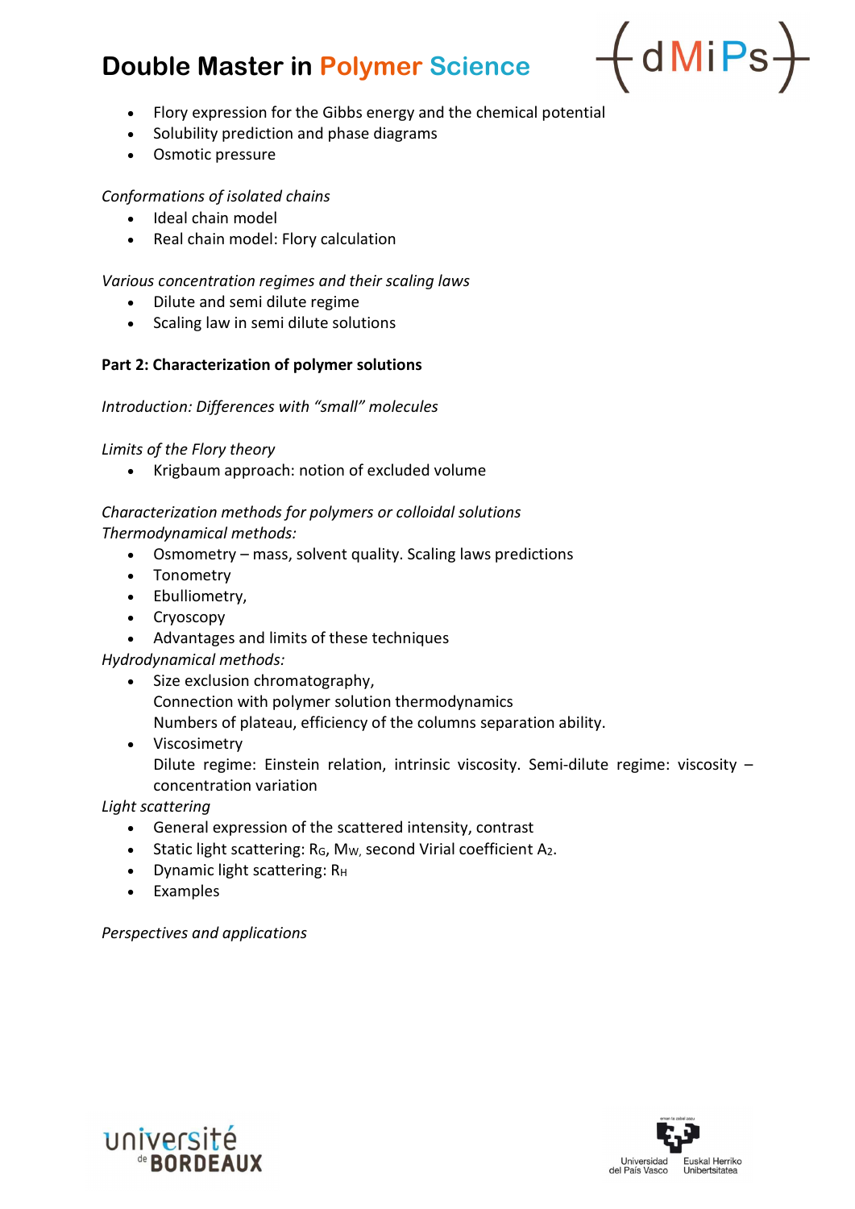- Flory expression for the Gibbs energy and the chemical potential
- Solubility prediction and phase diagrams
- Osmotic pressure

*Conformations of isolated chains*

- Ideal chain model
- Real chain model: Flory calculation

*Various concentration regimes and their scaling laws*

- Dilute and semi dilute regime
- Scaling law in semi dilute solutions

**Part 2: Characterization of polymer solutions**

*Introduction: Differences with "small" molecules*

*Limits of the Flory theory*

- Krigbaum approach: notion of excluded volume

*Characterization methods for polymers or colloidal solutions*

*Thermodynamical methods:*

- Osmometry – mass, solvent quality. Scaling laws predictions
- Tonometry
- Ebulliometry,
- Cryoscopy
- Advantages and limits of these techniques

*Hydrodynamical methods:*

- Size exclusion chromatography,
  Connection with polymer solution thermodynamics
  Numbers of plateau, efficiency of the columns separation ability.
- Viscosimetry
  Dilute regime: Einstein relation, intrinsic viscosity. Semi-dilute regime: viscosity – concentration variation

*Light scattering*

- General expression of the scattered intensity, contrast
- Static light scattering: $R_G$, $M_W$, second Virial coefficient $A_2$.
- Dynamic light scattering: $R_H$
- Examples

*Perspectives and applications*